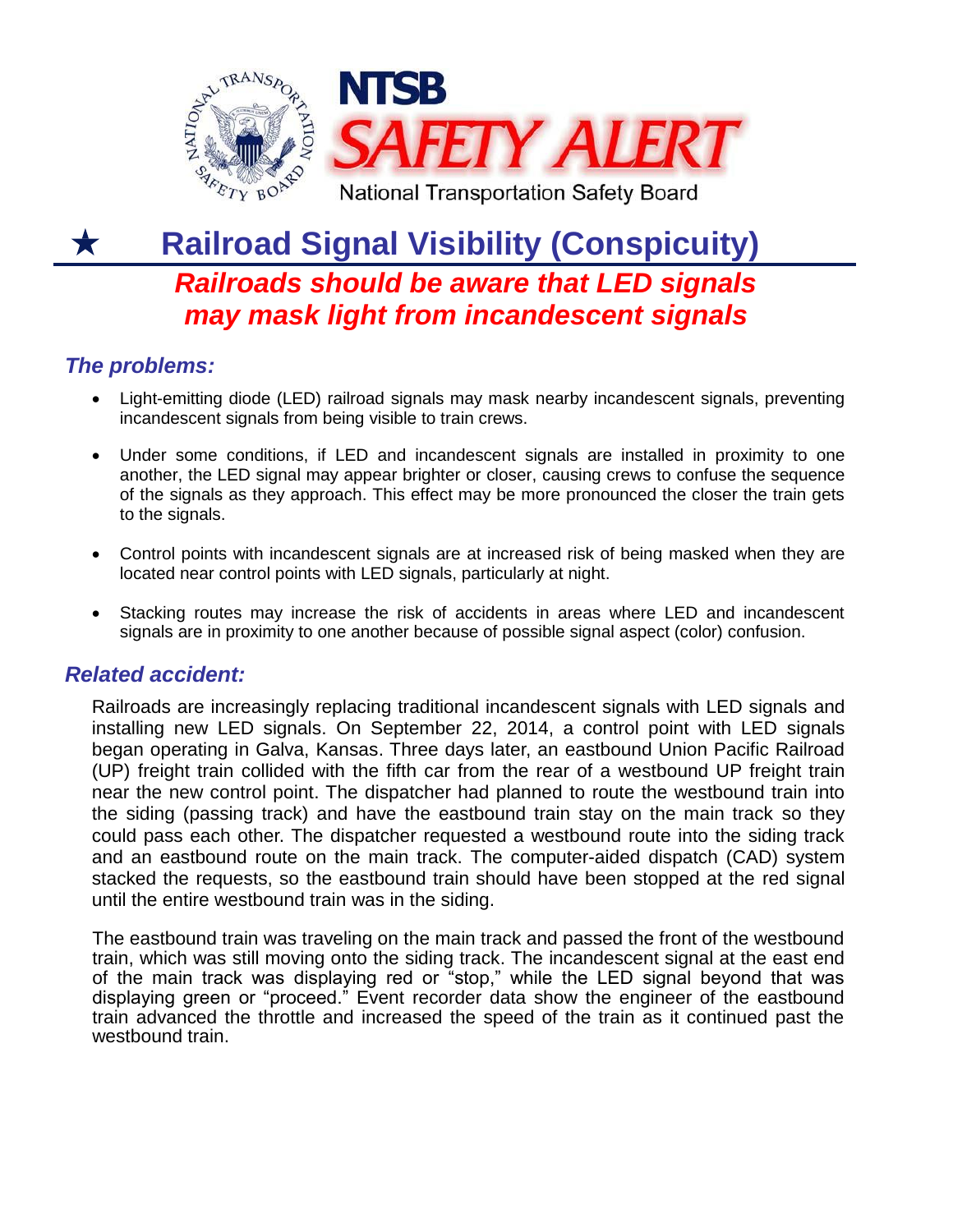# NTSB SAFETY ALERT

National Transportation Safety Board

## ★ Railroad Signal Visibility (Conspicuity)

### *Railroads should be aware that LED signals may mask light from incandescent signals*

### *The problems:*

- Light-emitting diode (LED) railroad signals may mask nearby incandescent signals, preventing incandescent signals from being visible to train crews.
- Under some conditions, if LED and incandescent signals are installed in proximity to one another, the LED signal may appear brighter or closer, causing crews to confuse the sequence of the signals as they approach. This effect may be more pronounced the closer the train gets to the signals.
- Control points with incandescent signals are at increased risk of being masked when they are located near control points with LED signals, particularly at night.
- Stacking routes may increase the risk of accidents in areas where LED and incandescent signals are in proximity to one another because of possible signal aspect (color) confusion.

### *Related accident:*

Railroads are increasingly replacing traditional incandescent signals with LED signals and installing new LED signals. On September 22, 2014, a control point with LED signals began operating in Galva, Kansas. Three days later, an eastbound Union Pacific Railroad (UP) freight train collided with the fifth car from the rear of a westbound UP freight train near the new control point. The dispatcher had planned to route the westbound train into the siding (passing track) and have the eastbound train stay on the main track so they could pass each other. The dispatcher requested a westbound route into the siding track and an eastbound route on the main track. The computer-aided dispatch (CAD) system stacked the requests, so the eastbound train should have been stopped at the red signal until the entire westbound train was in the siding.

The eastbound train was traveling on the main track and passed the front of the westbound train, which was still moving onto the siding track. The incandescent signal at the east end of the main track was displaying red or "stop," while the LED signal beyond that was displaying green or "proceed." Event recorder data show the engineer of the eastbound train advanced the throttle and increased the speed of the train as it continued past the westbound train.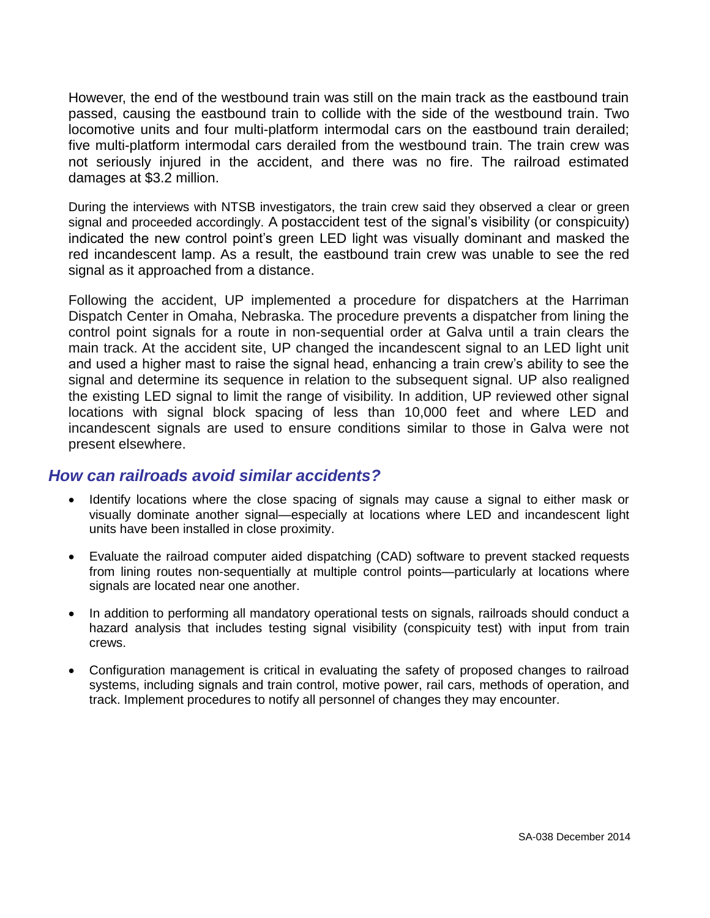However, the end of the westbound train was still on the main track as the eastbound train passed, causing the eastbound train to collide with the side of the westbound train. Two locomotive units and four multi-platform intermodal cars on the eastbound train derailed; five multi-platform intermodal cars derailed from the westbound train. The train crew was not seriously injured in the accident, and there was no fire. The railroad estimated damages at $3.2 million.

During the interviews with NTSB investigators, the train crew said they observed a clear or green signal and proceeded accordingly. A postaccident test of the signal's visibility (or conspicuity) indicated the new control point's green LED light was visually dominant and masked the red incandescent lamp. As a result, the eastbound train crew was unable to see the red signal as it approached from a distance.

Following the accident, UP implemented a procedure for dispatchers at the Harriman Dispatch Center in Omaha, Nebraska. The procedure prevents a dispatcher from lining the control point signals for a route in non-sequential order at Galva until a train clears the main track. At the accident site, UP changed the incandescent signal to an LED light unit and used a higher mast to raise the signal head, enhancing a train crew's ability to see the signal and determine its sequence in relation to the subsequent signal. UP also realigned the existing LED signal to limit the range of visibility. In addition, UP reviewed other signal locations with signal block spacing of less than 10,000 feet and where LED and incandescent signals are used to ensure conditions similar to those in Galva were not present elsewhere.

## *How can railroads avoid similar accidents?*

- Identify locations where the close spacing of signals may cause a signal to either mask or visually dominate another signal—especially at locations where LED and incandescent light units have been installed in close proximity.
- Evaluate the railroad computer aided dispatching (CAD) software to prevent stacked requests from lining routes non-sequentially at multiple control points—particularly at locations where signals are located near one another.
- In addition to performing all mandatory operational tests on signals, railroads should conduct a hazard analysis that includes testing signal visibility (conspicuity test) with input from train crews.
- Configuration management is critical in evaluating the safety of proposed changes to railroad systems, including signals and train control, motive power, rail cars, methods of operation, and track. Implement procedures to notify all personnel of changes they may encounter.

SA-038 December 2014